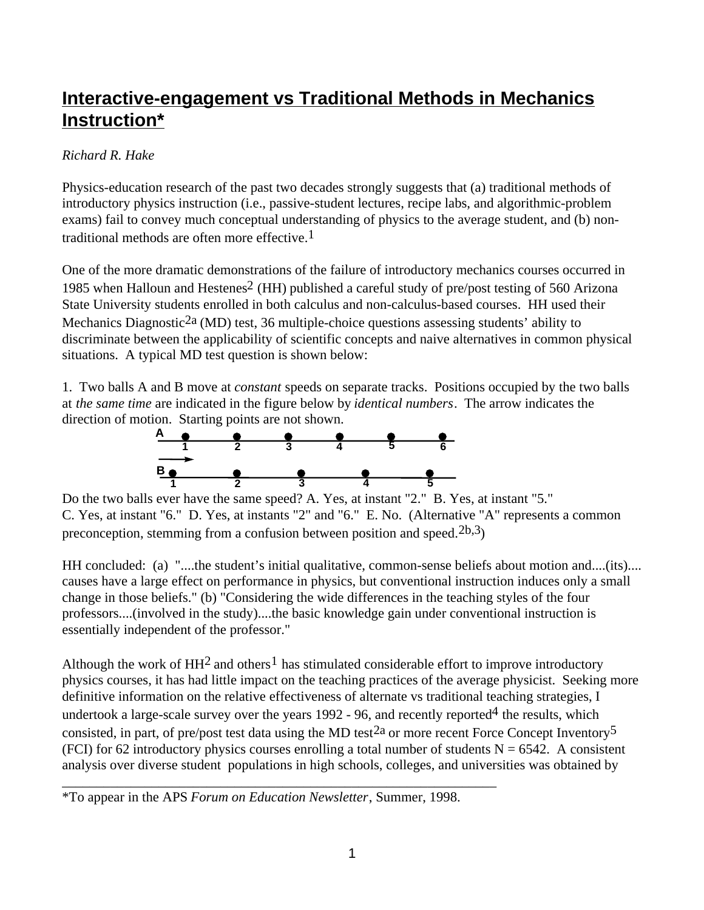# Interactive-engagement vs Traditional Methods in Mechanics Instruction*

*Richard R. Hake*

Physics-education research of the past two decades strongly suggests that (a) traditional methods of introductory physics instruction (i.e., passive-student lectures, recipe labs, and algorithmic-problem exams) fail to convey much conceptual understanding of physics to the average student, and (b) non-traditional methods are often more effective.[1]

One of the more dramatic demonstrations of the failure of introductory mechanics courses occurred in 1985 when Halloun and Hestenes[2] (HH) published a careful study of pre/post testing of 560 Arizona State University students enrolled in both calculus and non-calculus-based courses. HH used their Mechanics Diagnostic[2a] (MD) test, 36 multiple-choice questions assessing students' ability to discriminate between the applicability of scientific concepts and naive alternatives in common physical situations. A typical MD test question is shown below:

1. Two balls A and B move at *constant* speeds on separate tracks. Positions occupied by the two balls at *the same time* are indicated in the figure below by *identical numbers*. The arrow indicates the direction of motion. Starting points are not shown.

Do the two balls ever have the same speed? A. Yes, at instant "2." B. Yes, at instant "5." C. Yes, at instant "6." D. Yes, at instants "2" and "6." E. No. (Alternative "A" represents a common preconception, stemming from a confusion between position and speed.[2b,3])

HH concluded: (a) "....the student's initial qualitative, common-sense beliefs about motion and....(its).... causes have a large effect on performance in physics, but conventional instruction induces only a small change in those beliefs." (b) "Considering the wide differences in the teaching styles of the four professors....(involved in the study)....the basic knowledge gain under conventional instruction is essentially independent of the professor."

Although the work of HH[2] and others[1] has stimulated considerable effort to improve introductory physics courses, it has had little impact on the teaching practices of the average physicist. Seeking more definitive information on the relative effectiveness of alternate vs traditional teaching strategies, I undertook a large-scale survey over the years 1992 - 96, and recently reported[4] the results, which consisted, in part, of pre/post test data using the MD test[2a] or more recent Force Concept Inventory[5] (FCI) for 62 introductory physics courses enrolling a total number of students N = 6542. A consistent analysis over diverse student populations in high schools, colleges, and universities was obtained by

---

*To appear in the APS *Forum on Education Newsletter*, Summer, 1998.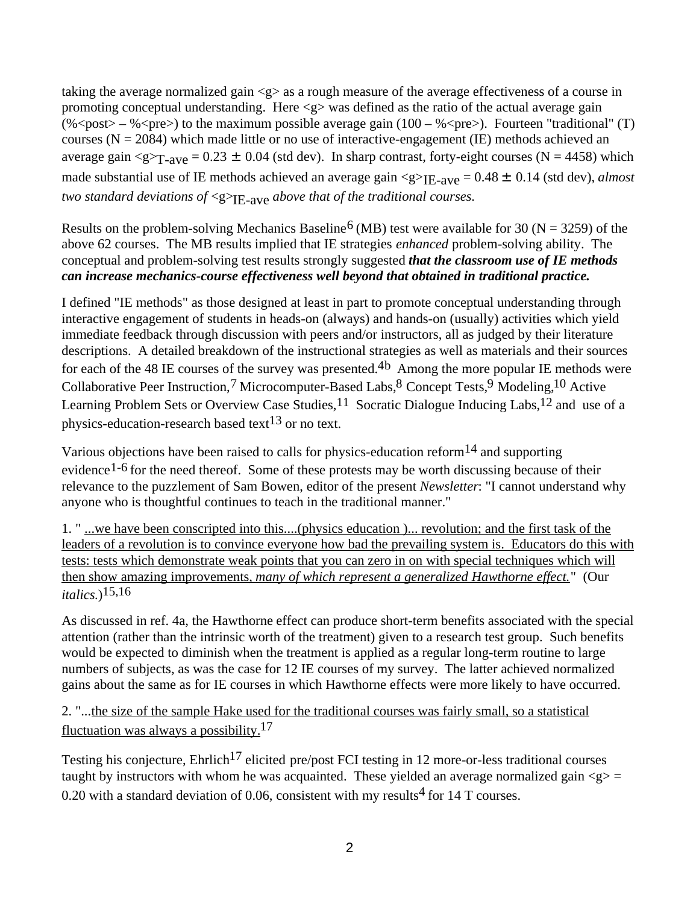taking the average normalized gain <g> as a rough measure of the average effectiveness of a course in promoting conceptual understanding. Here <g> was defined as the ratio of the actual average gain (%<post> – %<pre>) to the maximum possible average gain (100 – %<pre>). Fourteen "traditional" (T) courses (N = 2084) which made little or no use of interactive-engagement (IE) methods achieved an average gain $\langle g \rangle_{T\text{-}ave} = 0.23 \pm 0.04$ (std dev). In sharp contrast, forty-eight courses (N = 4458) which made substantial use of IE methods achieved an average gain $\langle g \rangle_{IE\text{-}ave} = 0.48 \pm 0.14$ (std dev), *almost two standard deviations of* $\langle g \rangle_{IE\text{-}ave}$ *above that of the traditional courses.*

Results on the problem-solving Mechanics Baseline[6] (MB) test were available for 30 (N = 3259) of the above 62 courses. The MB results implied that IE strategies *enhanced* problem-solving ability. The conceptual and problem-solving test results strongly suggested ***that the classroom use of IE methods can increase mechanics-course effectiveness well beyond that obtained in traditional practice.***

I defined "IE methods" as those designed at least in part to promote conceptual understanding through interactive engagement of students in heads-on (always) and hands-on (usually) activities which yield immediate feedback through discussion with peers and/or instructors, all as judged by their literature descriptions. A detailed breakdown of the instructional strategies as well as materials and their sources for each of the 48 IE courses of the survey was presented.[4b] Among the more popular IE methods were Collaborative Peer Instruction,[7] Microcomputer-Based Labs,[8] Concept Tests,[9] Modeling,[10] Active Learning Problem Sets or Overview Case Studies,[11] Socratic Dialogue Inducing Labs,[12] and use of a physics-education-research based text[13] or no text.

Various objections have been raised to calls for physics-education reform[14] and supporting evidence[1-6] for the need thereof. Some of these protests may be worth discussing because of their relevance to the puzzlement of Sam Bowen, editor of the present *Newsletter*: "I cannot understand why anyone who is thoughtful continues to teach in the traditional manner."

1. " ...we have been conscripted into this....(physics education )... revolution; and the first task of the leaders of a revolution is to convince everyone how bad the prevailing system is. Educators do this with tests: tests which demonstrate weak points that you can zero in on with special techniques which will then show amazing improvements, *many of which represent a generalized Hawthorne effect.*" (Our *italics.*)[15,16]

As discussed in ref. 4a, the Hawthorne effect can produce short-term benefits associated with the special attention (rather than the intrinsic worth of the treatment) given to a research test group. Such benefits would be expected to diminish when the treatment is applied as a regular long-term routine to large numbers of subjects, as was the case for 12 IE courses of my survey. The latter achieved normalized gains about the same as for IE courses in which Hawthorne effects were more likely to have occurred.

2. "...the size of the sample Hake used for the traditional courses was fairly small, so a statistical fluctuation was always a possibility.[17]

Testing his conjecture, Ehrlich[17] elicited pre/post FCI testing in 12 more-or-less traditional courses taught by instructors with whom he was acquainted. These yielded an average normalized gain <g> = 0.20 with a standard deviation of 0.06, consistent with my results[4] for 14 T courses.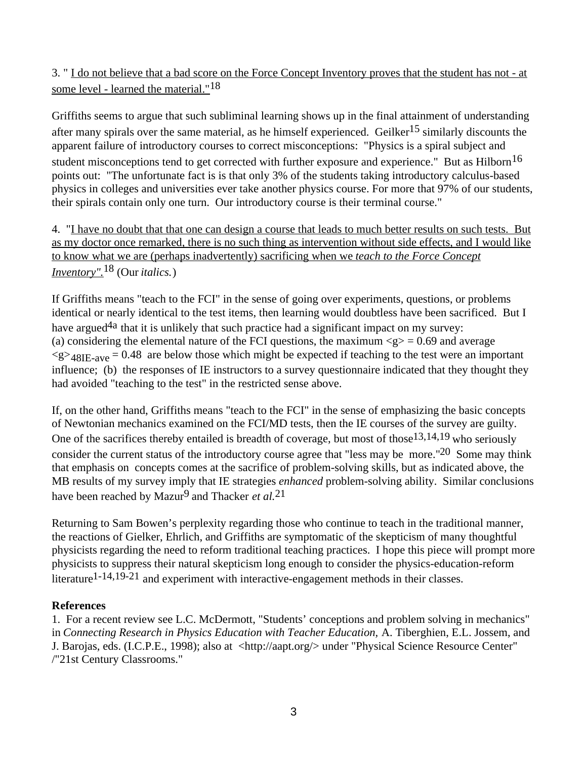3. " I do not believe that a bad score on the Force Concept Inventory proves that the student has not - at some level - learned the material."[18]

Griffiths seems to argue that such subliminal learning shows up in the final attainment of understanding after many spirals over the same material, as he himself experienced. Geilker[15] similarly discounts the apparent failure of introductory courses to correct misconceptions: "Physics is a spiral subject and student misconceptions tend to get corrected with further exposure and experience." But as Hilborn[16] points out: "The unfortunate fact is is that only 3% of the students taking introductory calculus-based physics in colleges and universities ever take another physics course. For more that 97% of our students, their spirals contain only one turn. Our introductory course is their terminal course."

4. "I have no doubt that that one can design a course that leads to much better results on such tests. But as my doctor once remarked, there is no such thing as intervention without side effects, and I would like to know what we are (perhaps inadvertently) sacrificing when we *teach to the Force Concept Inventory".*[18] (Our *italics.*)

If Griffiths means "teach to the FCI" in the sense of going over experiments, questions, or problems identical or nearly identical to the test items, then learning would doubtless have been sacrificed. But I have argued[4a] that it is unlikely that such practice had a significant impact on my survey:
(a) considering the elemental nature of the FCI questions, the maximum $<g> = 0.69$ and average $<g>_{48IE\text{-}ave} = 0.48$ are below those which might be expected if teaching to the test were an important influence; (b) the responses of IE instructors to a survey questionnaire indicated that they thought they had avoided "teaching to the test" in the restricted sense above.

If, on the other hand, Griffiths means "teach to the FCI" in the sense of emphasizing the basic concepts of Newtonian mechanics examined on the FCI/MD tests, then the IE courses of the survey are guilty. One of the sacrifices thereby entailed is breadth of coverage, but most of those[13,14,19] who seriously consider the current status of the introductory course agree that "less may be more."[20] Some may think that emphasis on concepts comes at the sacrifice of problem-solving skills, but as indicated above, the MB results of my survey imply that IE strategies *enhanced* problem-solving ability. Similar conclusions have been reached by Mazur[9] and Thacker *et al.*[21]

Returning to Sam Bowen's perplexity regarding those who continue to teach in the traditional manner, the reactions of Gielker, Ehrlich, and Griffiths are symptomatic of the skepticism of many thoughtful physicists regarding the need to reform traditional teaching practices. I hope this piece will prompt more physicists to suppress their natural skepticism long enough to consider the physics-education-reform literature[1-14,19-21] and experiment with interactive-engagement methods in their classes.

**References**

1. For a recent review see L.C. McDermott, "Students' conceptions and problem solving in mechanics" in *Connecting Research in Physics Education with Teacher Education,* A. Tiberghien, E.L. Jossem, and J. Barojas, eds. (I.C.P.E., 1998); also at <http://aapt.org/> under "Physical Science Resource Center" /"21st Century Classrooms."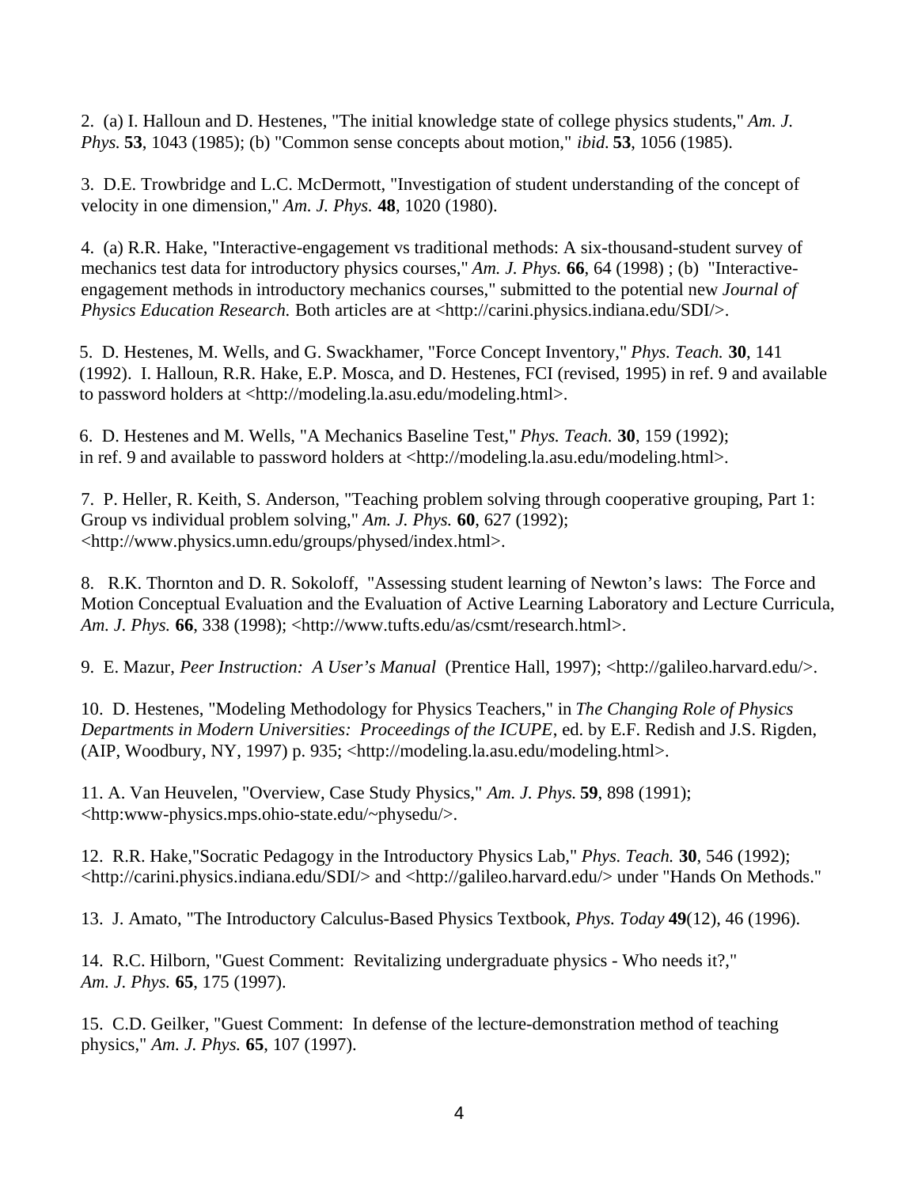2. (a) I. Halloun and D. Hestenes, "The initial knowledge state of college physics students," *Am. J. Phys.* **53**, 1043 (1985); (b) "Common sense concepts about motion," *ibid.* **53**, 1056 (1985).

3. D.E. Trowbridge and L.C. McDermott, "Investigation of student understanding of the concept of velocity in one dimension," *Am. J. Phys.* **48**, 1020 (1980).

4. (a) R.R. Hake, "Interactive-engagement vs traditional methods: A six-thousand-student survey of mechanics test data for introductory physics courses," *Am. J. Phys.* **66**, 64 (1998) ; (b) "Interactive-engagement methods in introductory mechanics courses," submitted to the potential new *Journal of Physics Education Research.* Both articles are at <http://carini.physics.indiana.edu/SDI/>.

5. D. Hestenes, M. Wells, and G. Swackhamer, "Force Concept Inventory," *Phys. Teach.* **30**, 141 (1992). I. Halloun, R.R. Hake, E.P. Mosca, and D. Hestenes, FCI (revised, 1995) in ref. 9 and available to password holders at <http://modeling.la.asu.edu/modeling.html>.

6. D. Hestenes and M. Wells, "A Mechanics Baseline Test," *Phys. Teach.* **30**, 159 (1992); in ref. 9 and available to password holders at <http://modeling.la.asu.edu/modeling.html>.

7. P. Heller, R. Keith, S. Anderson, "Teaching problem solving through cooperative grouping, Part 1: Group vs individual problem solving," *Am. J. Phys.* **60**, 627 (1992); <http://www.physics.umn.edu/groups/physed/index.html>.

8. R.K. Thornton and D. R. Sokoloff, "Assessing student learning of Newton's laws: The Force and Motion Conceptual Evaluation and the Evaluation of Active Learning Laboratory and Lecture Curricula, *Am. J. Phys.* **66**, 338 (1998); <http://www.tufts.edu/as/csmt/research.html>.

9. E. Mazur, *Peer Instruction: A User's Manual* (Prentice Hall, 1997); <http://galileo.harvard.edu/>.

10. D. Hestenes, "Modeling Methodology for Physics Teachers," in *The Changing Role of Physics Departments in Modern Universities: Proceedings of the ICUPE*, ed. by E.F. Redish and J.S. Rigden, (AIP, Woodbury, NY, 1997) p. 935; <http://modeling.la.asu.edu/modeling.html>.

11. A. Van Heuvelen, "Overview, Case Study Physics," *Am. J. Phys.* **59**, 898 (1991); <http:www-physics.mps.ohio-state.edu/~physedu/>.

12. R.R. Hake,"Socratic Pedagogy in the Introductory Physics Lab," *Phys. Teach.* **30**, 546 (1992); <http://carini.physics.indiana.edu/SDI/> and <http://galileo.harvard.edu/> under "Hands On Methods."

13. J. Amato, "The Introductory Calculus-Based Physics Textbook, *Phys. Today* **49**(12), 46 (1996).

14. R.C. Hilborn, "Guest Comment: Revitalizing undergraduate physics - Who needs it?," *Am. J. Phys.* **65**, 175 (1997).

15. C.D. Geilker, "Guest Comment: In defense of the lecture-demonstration method of teaching physics," *Am. J. Phys.* **65**, 107 (1997).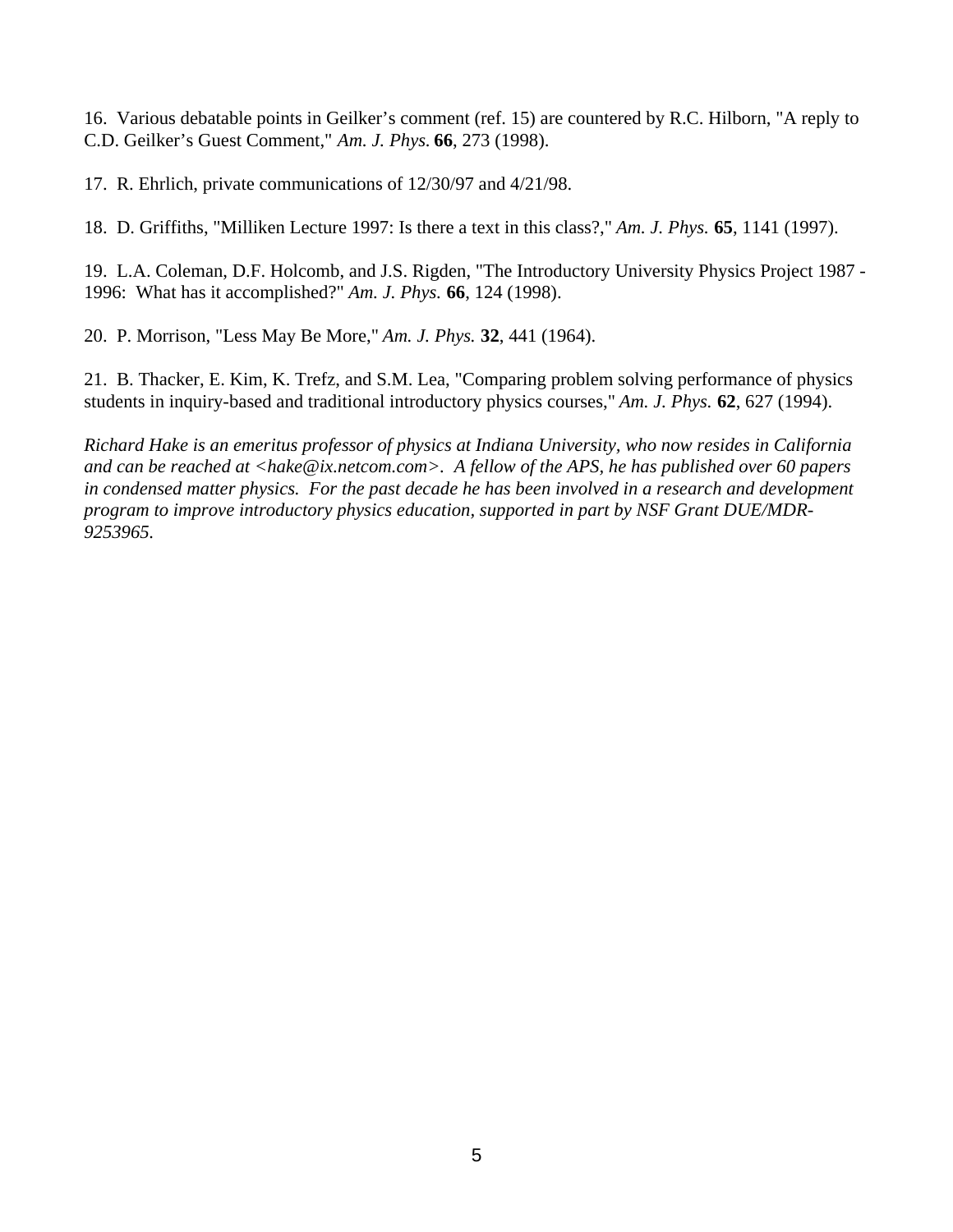16. Various debatable points in Geilker's comment (ref. 15) are countered by R.C. Hilborn, "A reply to C.D. Geilker's Guest Comment," *Am. J. Phys.* **66**, 273 (1998).

17. R. Ehrlich, private communications of 12/30/97 and 4/21/98.

18. D. Griffiths, "Milliken Lecture 1997: Is there a text in this class?," *Am. J. Phys.* **65**, 1141 (1997).

19. L.A. Coleman, D.F. Holcomb, and J.S. Rigden, "The Introductory University Physics Project 1987 - 1996: What has it accomplished?" *Am. J. Phys.* **66**, 124 (1998).

20. P. Morrison, "Less May Be More," *Am. J. Phys.* **32**, 441 (1964).

21. B. Thacker, E. Kim, K. Trefz, and S.M. Lea, "Comparing problem solving performance of physics students in inquiry-based and traditional introductory physics courses," *Am. J. Phys.* **62**, 627 (1994).

*Richard Hake is an emeritus professor of physics at Indiana University, who now resides in California and can be reached at <hake@ix.netcom.com>. A fellow of the APS, he has published over 60 papers in condensed matter physics. For the past decade he has been involved in a research and development program to improve introductory physics education, supported in part by NSF Grant DUE/MDR-9253965.*